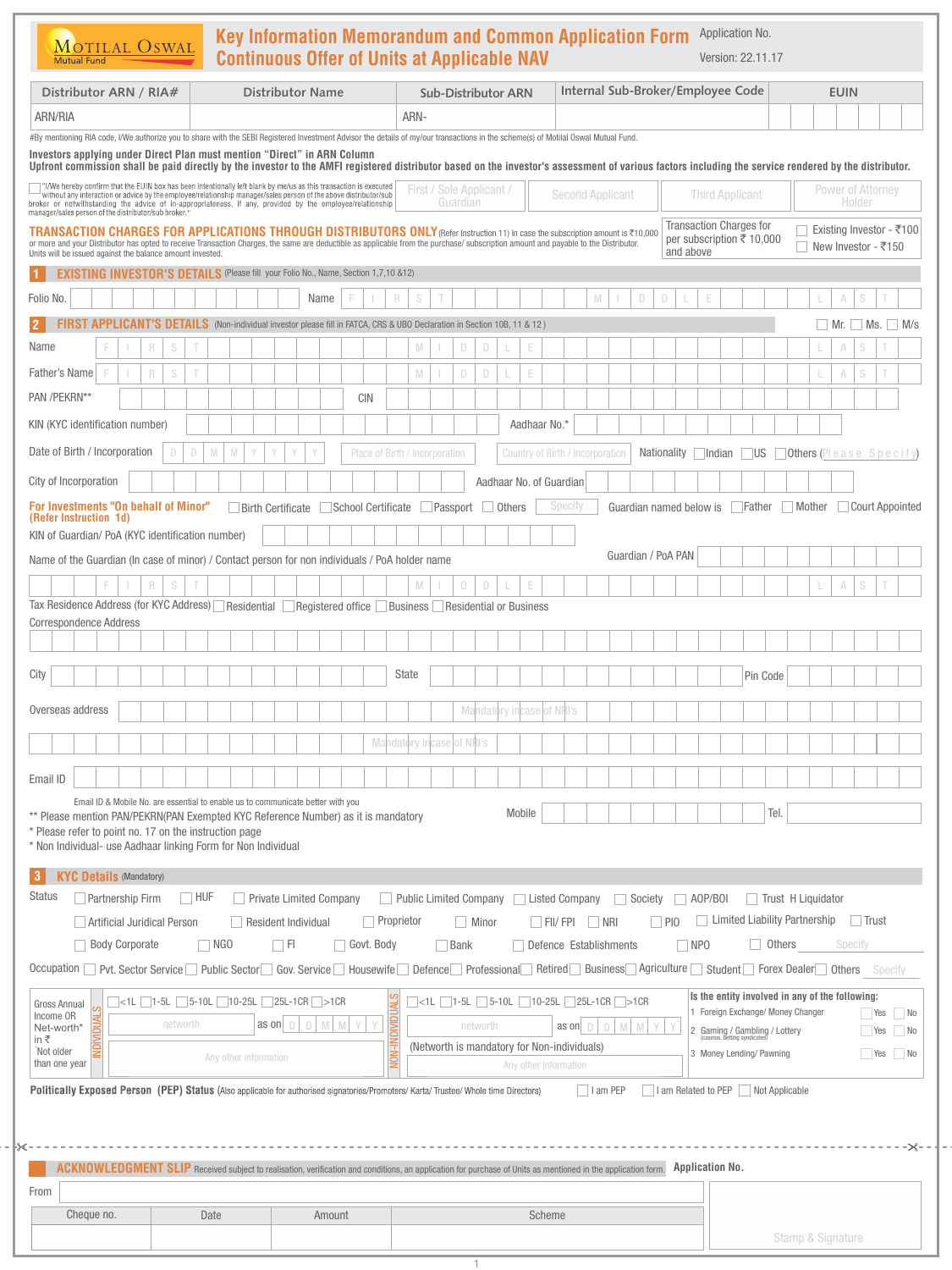**MOTILAL OSWAL**
Mutual Fund

# Key Information Memorandum and Common Application Form
## Continuous Offer of Units at Applicable NAV

Application No.

Version: 22.11.17

| Distributor ARN / RIA# | Distributor Name | Sub-Distributor ARN | Internal Sub-Broker/Employee Code | EUIN |
|---|---|---|---|---|
| ARN/RIA | | ARN- | | |

#By mentioning RIA code, I/We authorize you to share with the SEBI Registered Investment Advisor the details of my/our transactions in the scheme(s) of Motilal Oswal Mutual Fund.

**Investors applying under Direct Plan must mention "Direct" in ARN Column**
**Upfront commission shall be paid directly by the investor to the AMFI registered distributor based on the investor's assessment of various factors including the service rendered by the distributor.**

☐ "I/We hereby confirm that the EUIN box has been intentionally left blank by me/us as this transaction is executed without any interaction or advice by the employee/relationship manager/sales person of the above distributor/sub broker or notwithstanding the advice of in-appropriateness, if any, provided by the employee/relationship manager/sales person of the distributor/sub broker."

| First / Sole Applicant / Guardian | Second Applicant | Third Applicant | Power of Attorney Holder |
|---|---|---|---|
| | | | |

**TRANSACTION CHARGES FOR APPLICATIONS THROUGH DISTRIBUTORS ONLY** (Refer Instruction 11) In case the subscription amount is ₹10,000 or more and your Distributor has opted to receive Transaction Charges, the same are deductible as applicable from the purchase/ subscription amount and payable to the Distributor. Units will be issued against the balance amount invested.

Transaction Charges for per subscription ₹ 10,000 and above: ☐ Existing Investor - ₹100 ☐ New Investor - ₹150

## 1 EXISTING INVESTOR'S DETAILS (Please fill your Folio No., Name, Section 1,7,10 &12)

Folio No. ______ Name FIRST ______ MIDDLE ______ LAST ______

## 2 FIRST APPLICANT'S DETAILS (Non-individual investor please fill in FATCA, CRS & UBO Declaration in Section 10B, 11 & 12)

☐ Mr. ☐ Ms. ☐ M/s

Name FIRST ______ MIDDLE ______ LAST ______

Father's Name FIRST ______ MIDDLE ______ LAST ______

PAN /PEKRN** ______ CIN ______

KIN (KYC identification number) ______ Aadhaar No.* ______

Date of Birth / Incorporation DD MM YYYY Place of Birth / Incorporation ______ Country of Birth / Incorporation ______ Nationality ☐ Indian ☐ US ☐ Others (Please Specify)

City of Incorporation ______ Aadhaar No. of Guardian ______

**For Investments "On behalf of Minor" (Refer Instruction 1d)** ☐ Birth Certificate ☐ School Certificate ☐ Passport ☐ Others Specify ______ Guardian named below is ☐ Father ☐ Mother ☐ Court Appointed

KIN of Guardian/ PoA (KYC identification number) ______

Name of the Guardian (In case of minor) / Contact person for non individuals / PoA holder name ______ Guardian / PoA PAN ______

FIRST ______ MIDDLE ______ LAST ______

Tax Residence Address (for KYC Address) ☐ Residential ☐ Registered office ☐ Business ☐ Residential or Business

Correspondence Address ______

City ______ State ______ Pin Code ______

Overseas address ______ Mandatory incase of NRI's

Mandatory incase of NRI's

Email ID ______

Email ID & Mobile No. are essential to enable us to communicate better with you

Mobile ______ Tel. ______

** Please mention PAN/PEKRN(PAN Exempted KYC Reference Number) as it is mandatory
* Please refer to point no. 17 on the instruction page
* Non Individual- use Aadhaar linking Form for Non Individual

## 3 KYC Details (Mandatory)

Status ☐ Partnership Firm ☐ HUF ☐ Private Limited Company ☐ Public Limited Company ☐ Listed Company ☐ Society ☐ AOP/BOI ☐ Trust H Liquidator ☐ Artificial Juridical Person ☐ Resident Individual ☐ Proprietor ☐ Minor ☐ FII/ FPI ☐ NRI ☐ PIO ☐ Limited Liability Partnership ☐ Trust ☐ Body Corporate ☐ NGO ☐ FI ☐ Govt. Body ☐ Bank ☐ Defence Establishments ☐ NPO ☐ Others Specify ______

Occupation ☐ Pvt. Sector Service ☐ Public Sector ☐ Gov. Service ☐ Housewife ☐ Defence ☐ Professional ☐ Retired ☐ Business ☐ Agriculture ☐ Student ☐ Forex Dealer ☐ Others Specify ______

Gross Annual Income OR Net-worth* in ₹ *Not older than one year

INDIVIDUALS: ☐ <1L ☐ 1-5L ☐ 5-10L ☐ 10-25L ☐ 25L-1CR ☐ >1CR
networth ______ as on DD MM YY
Any other information ______

NON-INDIVIDUALS: ☐ <1L ☐ 1-5L ☐ 5-10L ☐ 10-25L ☐ 25L-1CR ☐ >1CR
networth ______ as on DD MM YY
(Networth is mandatory for Non-individuals)
Any other information ______

**Is the entity involved in any of the following:**

| | | |
|---|---|---|
| 1 Foreign Exchange/ Money Changer | ☐ Yes | ☐ No |
| 2 Gaming / Gambling / Lottery (casinos, betting syndicates) | ☐ Yes | ☐ No |
| 3 Money Lending/ Pawning | ☐ Yes | ☐ No |

**Politically Exposed Person (PEP) Status** (Also applicable for authorised signatories/Promoters/ Karta/ Trustee/ Whole time Directors) ☐ I am PEP ☐ I am Related to PEP ☐ Not Applicable

---

**ACKNOWLEDGMENT SLIP** Received subject to realisation, verification and conditions, an application for purchase of Units as mentioned in the application form. **Application No.**

From ______

| Cheque no. | Date | Amount | Scheme |
|---|---|---|---|
| | | | |

Stamp & Signature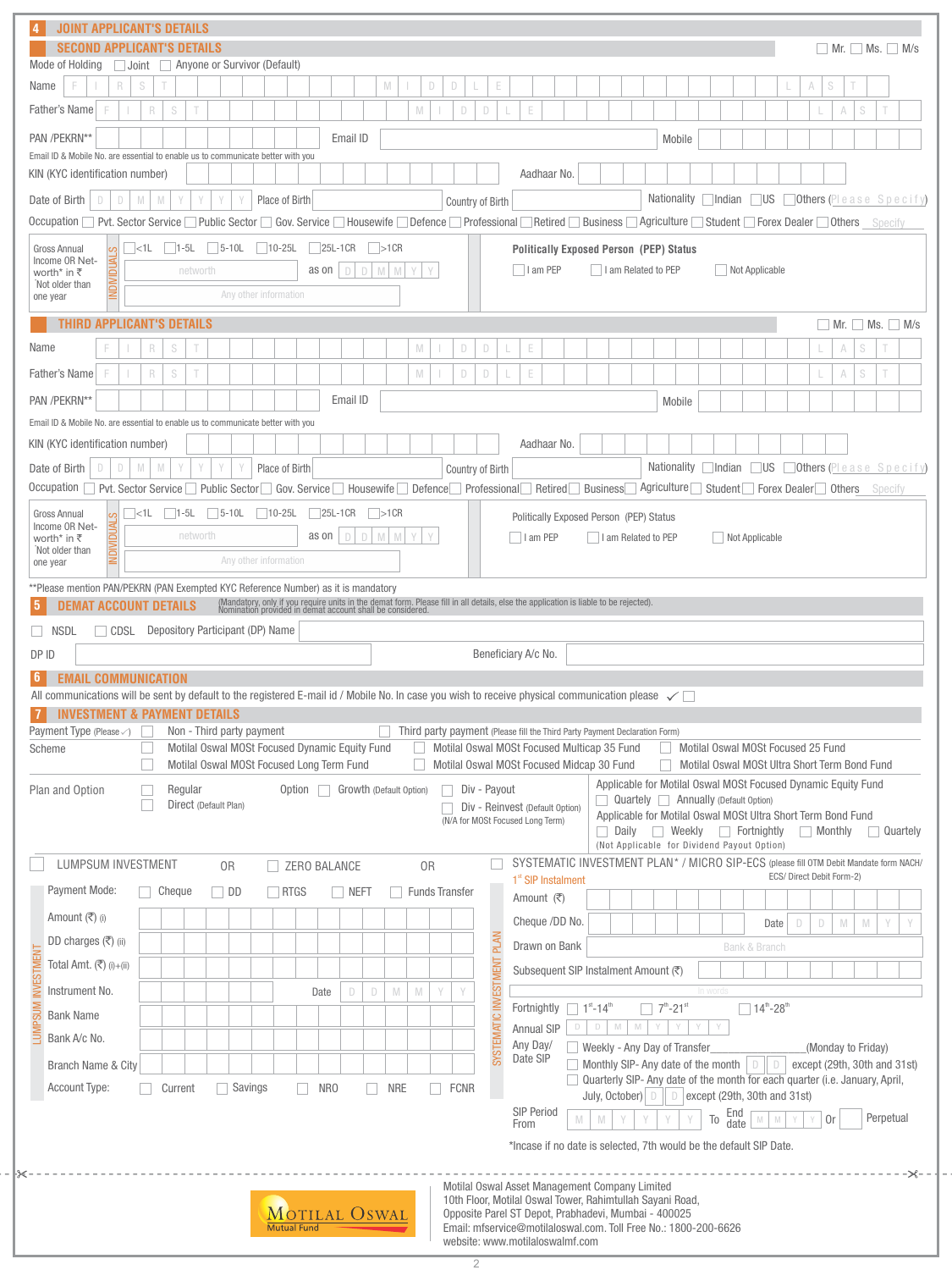## 4 JOINT APPLICANT'S DETAILS

### SECOND APPLICANT'S DETAILS

☐ Mr. ☐ Ms. ☐ M/s

Mode of Holding ☐ Joint ☐ Anyone or Survivor (Default)

Name: FIRST / MIDDLE / LAST

Father's Name: FIRST / MIDDLE / LAST

PAN /PEKRN** | Email ID | Mobile

Email ID & Mobile No. are essential to enable us to communicate better with you

KIN (KYC identification number) | Aadhaar No.

Date of Birth D D M M Y Y Y Y | Place of Birth | Country of Birth | Nationality ☐ Indian ☐ US ☐ Others (Please Specify)

Occupation ☐ Pvt. Sector Service ☐ Public Sector ☐ Gov. Service ☐ Housewife ☐ Defence ☐ Professional ☐ Retired ☐ Business ☐ Agriculture ☐ Student ☐ Forex Dealer ☐ Others Specify

Gross Annual Income OR Net-worth* in ₹ *Not older than one year

INDIVIDUALS: ☐ <1L ☐ 1-5L ☐ 5-10L ☐ 10-25L ☐ 25L-1CR ☐ >1CR

networth as on D D M M Y Y

Any other information

**Politically Exposed Person (PEP) Status**

☐ I am PEP ☐ I am Related to PEP ☐ Not Applicable

### THIRD APPLICANT'S DETAILS

☐ Mr. ☐ Ms. ☐ M/s

Name: FIRST / MIDDLE / LAST

Father's Name: FIRST / MIDDLE / LAST

PAN /PEKRN** | Email ID | Mobile

Email ID & Mobile No. are essential to enable us to communicate better with you

KIN (KYC identification number) | Aadhaar No.

Date of Birth D D M M Y Y Y Y | Place of Birth | Country of Birth | Nationality ☐ Indian ☐ US ☐ Others (Please Specify)

Occupation ☐ Pvt. Sector Service ☐ Public Sector ☐ Gov. Service ☐ Housewife ☐ Defence ☐ Professional ☐ Retired ☐ Business ☐ Agriculture ☐ Student ☐ Forex Dealer ☐ Others Specify

Gross Annual Income OR Net-worth* in ₹ *Not older than one year

INDIVIDUALS: ☐ <1L ☐ 1-5L ☐ 5-10L ☐ 10-25L ☐ 25L-1CR ☐ >1CR

networth as on D D M M Y Y

Any other information

Politically Exposed Person (PEP) Status

☐ I am PEP ☐ I am Related to PEP ☐ Not Applicable

**Please mention PAN/PEKRN (PAN Exempted KYC Reference Number) as it is mandatory

## 5 DEMAT ACCOUNT DETAILS

(Mandatory, only if you require units in the demat form. Please fill in all details, else the application is liable to be rejected). Nomination provided in demat account shall be considered.

☐ NSDL ☐ CDSL Depository Participant (DP) Name

DP ID | Beneficiary A/c No.

## 6 EMAIL COMMUNICATION

All communications will be sent by default to the registered E-mail id / Mobile No. In case you wish to receive physical communication please ✓ ☐

## 7 INVESTMENT & PAYMENT DETAILS

Payment Type (Please ✓) ☐ Non - Third party payment ☐ Third party payment (Please fill the Third Party Payment Declaration Form)

Scheme
- ☐ Motilal Oswal MOSt Focused Dynamic Equity Fund
- ☐ Motilal Oswal MOSt Focused Multicap 35 Fund
- ☐ Motilal Oswal MOSt Focused 25 Fund
- ☐ Motilal Oswal MOSt Focused Long Term Fund
- ☐ Motilal Oswal MOSt Focused Midcap 30 Fund
- ☐ Motilal Oswal MOSt Ultra Short Term Bond Fund

Plan and Option ☐ Regular ☐ Direct (Default Plan)

Option ☐ Growth (Default Option) ☐ Div - Payout ☐ Div - Reinvest (Default Option) (N/A for MOSt Focused Long Term)

Applicable for Motilal Oswal MOSt Focused Dynamic Equity Fund
☐ Quartely ☐ Annually (Default Option)

Applicable for Motilal Oswal MOSt Ultra Short Term Bond Fund
☐ Daily ☐ Weekly ☐ Fortnightly ☐ Monthly ☐ Quartely
(Not Applicable for Dividend Payout Option)

### ☐ LUMPSUM INVESTMENT OR ☐ ZERO BALANCE OR

Payment Mode: ☐ Cheque ☐ DD ☐ RTGS ☐ NEFT ☐ Funds Transfer

Amount (₹) (i)

DD charges (₹) (ii)

Total Amt. (₹) (i)+(ii)

Instrument No. | Date D D M M Y Y

Bank Name

Bank A/c No.

Branch Name & City

Account Type: ☐ Current ☐ Savings ☐ NRO ☐ NRE ☐ FCNR

### ☐ SYSTEMATIC INVESTMENT PLAN* / MICRO SIP-ECS (please fill OTM Debit Mandate form NACH/ ECS/ Direct Debit Form-2)

1st SIP Instalment

Amount (₹)

Cheque /DD No. | Date D D M M Y Y

Drawn on Bank: Bank & Branch

Subsequent SIP Instalment Amount (₹)

In words

Fortnightly ☐ 1st-14th ☐ 7th-21st ☐ 14th-28th

Annual SIP D D M M Y Y Y Y

Any Day/ Date SIP
- ☐ Weekly - Any Day of Transfer ________ (Monday to Friday)
- ☐ Monthly SIP- Any date of the month D D except (29th, 30th and 31st)
- ☐ Quarterly SIP- Any date of the month for each quarter (i.e. January, April, July, October) D D except (29th, 30th and 31st)

SIP Period From M M Y Y Y Y To End date M M Y Y Or ☐ Perpetual

*Incase if no date is selected, 7th would be the default SIP Date.

---

Motilal Oswal Mutual Fund

Motilal Oswal Asset Management Company Limited
10th Floor, Motilal Oswal Tower, Rahimtullah Sayani Road,
Opposite Parel ST Depot, Prabhadevi, Mumbai - 400025
Email: mfservice@motilaloswal.com. Toll Free No.: 1800-200-6626
website: www.motilaloswalmf.com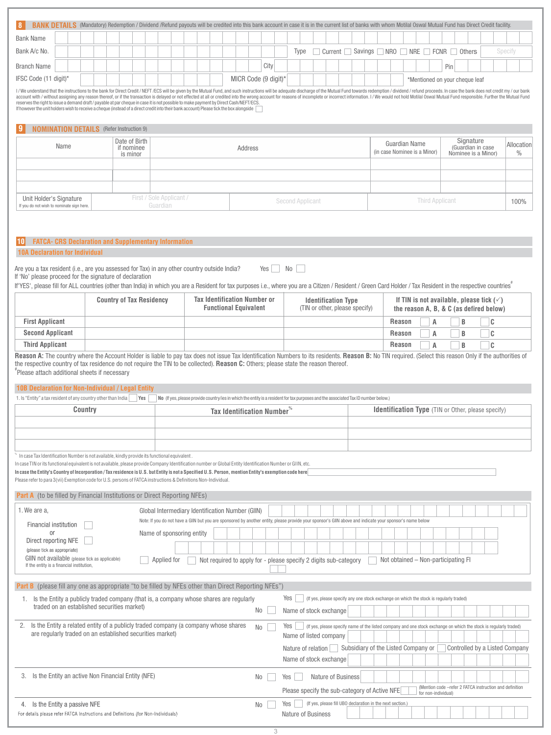## 8 BANK DETAILS (Mandatory) Redemption / Dividend /Refund payouts will be credited into this bank account in case it is in the current list of banks with whom Motilal Oswal Mutual Fund has Direct Credit facility.

Bank Name

Bank A/c No. Type ☐ Current ☐ Savings ☐ NRO ☐ NRE ☐ FCNR ☐ Others Specify

Branch Name City Pin

IFSC Code (11 digit)* MICR Code (9 digit)* *Mentioned on your cheque leaf

I / We understand that the instructions to the bank for Direct Credit / NEFT /ECS will be given by the Mutual Fund, and such instructions will be adequate discharge of the Mutual Fund towards redemption / dividend / refund proceeds. In case the bank does not credit my / our bank account with / without assigning any reason thereof, or if the transaction is delayed or not effected at all or credited into the wrong account for reasons of incomplete or incorrect information. I / We would not hold Motilal Oswal Mutual Fund responsible. Further the Mutual Fund reserves the right to issue a demand draft / payable at par cheque in case it is not possible to make payment by Direct Cash/NEFT/ECS.
If however the unit holders wish to receive a cheque (instead of a direct credit into their bank account) Please tick the box alongside ☐

## 9 NOMINATION DETAILS (Refer Instruction 9)

| Name | Date of Birth if nominee is minor | Address | Guardian Name (in case Nominee is a Minor) | Signature (Guardian in case Nominee is a Minor) | Allocation % |
|---|---|---|---|---|---|
| | | | | | |
| | | | | | |
| | | | | | |

| Unit Holder's Signature If you do not wish to nominate sign here. | First / Sole Applicant / Guardian | Second Applicant | Third Applicant | 100% |
|---|---|---|---|---|

## 10 FATCA- CRS Declaration and Supplementary Information

### 10A Declaration for Individual

Are you a tax resident (i.e., are you assessed for Tax) in any other country outside India? Yes ☐ No ☐
If 'No' please proceed for the signature of declaration
If'YES', please fill for ALL countries (other than India) in which you are a Resident for tax purposes i.e., where you are a Citizen / Resident / Green Card Holder / Tax Resident in the respective countries#

| | Country of Tax Residency | Tax Identification Number or Functional Equivalent | Identification Type (TIN or other, please specify) | If TIN is not available, please tick (✓) the reason A, B, & C (as defired below) |
|---|---|---|---|---|
| First Applicant | | | | Reason ☐ A ☐ B ☐ C |
| Second Applicant | | | | Reason ☐ A ☐ B ☐ C |
| Third Applicant | | | | Reason ☐ A ☐ B ☐ C |

**Reason A:** The country where the Account Holder is liable to pay tax does not issue Tax Identification Numbers to its residents. **Reason B:** No TIN required. (Select this reason Only if the authorities of the respective country of tax residence do not require the TIN to be collected). **Reason C:** Others; please state the reason thereof.
#Please attach additional sheets if necessary

### 10B Declaration for Non-Individual / Legal Entity

1. Is "Entity" a tax resident of any country other than India ☐ Yes ☐ No (If yes, please provide country/ies in which the entity is a resident for tax purposes and the associated Tax ID number below.)

| Country | Tax Identification Number% | Identification Type (TIN or Other, please specify) |
|---|---|---|
| | | |
| | | |
| | | |

% In case Tax Identification Number is not available, kindly provide its functional equivalent .
In case TIN or its functional equivalent is not available, please provide Company Identification number or Global Entity Identification Number or GIIN, etc.
**In case the Entity's Country of Incorporation / Tax residence is U.S. but Entity is not a Specified U.S. Person, mention Entity's exemption code here**
Please refer to para 3(vii) Exemption code for U.S. persons of FATCA instructions & Definitions Non-Individual.

#### Part A (to be filled by Financial Institutions or Direct Reporting NFEs)

1. We are a,

Financial institution ☐
or
Direct reporting NFE ☐
(please tick as appropriate)

Global Intermediary Identification Number (GIIN)
Note: If you do not have a GIIN but you are sponsored by another entity, please provide your sponsor's GIIN above and indicate your sponsor's name below

Name of sponsoring entity

GIIN not available (please tick as applicable) If the entity is a financial institution, ☐ Applied for ☐ Not required to apply for - please specify 2 digits sub-category ☐ Not obtained – Non-participating FI

#### Part B (please fill any one as appropriate "to be filled by NFEs other than Direct Reporting NFEs")

1. Is the Entity a publicly traded company (that is, a company whose shares are regularly traded on an established securities market) No ☐ Yes ☐ (If yes, please specify any one stock exchange on which the stock is regularly traded)
   Name of stock exchange

2. Is the Entity a related entity of a publicly traded company (a company whose shares are regularly traded on an established securities market) No ☐ Yes ☐ (If yes, please specify name of the listed company and one stock exchange on which the stock is regularly traded)
   Name of listed company
   Nature of relation ☐ Subsidiary of the Listed Company or ☐ Controlled by a Listed Company
   Name of stock exchange

3. Is the Entity an active Non Financial Entity (NFE) No ☐ Yes ☐ Nature of Business
   Please specify the sub-category of Active NFE ☐ (Mention code –refer 2 FATCA instruction and definition for non-individual)

4. Is the Entity a passive NFE No ☐ Yes ☐ (If yes, please fill UBO declaration in the next section.)
   Nature of Business

For details please refer FATCA Instructions and Definitions (for Non-Individuals)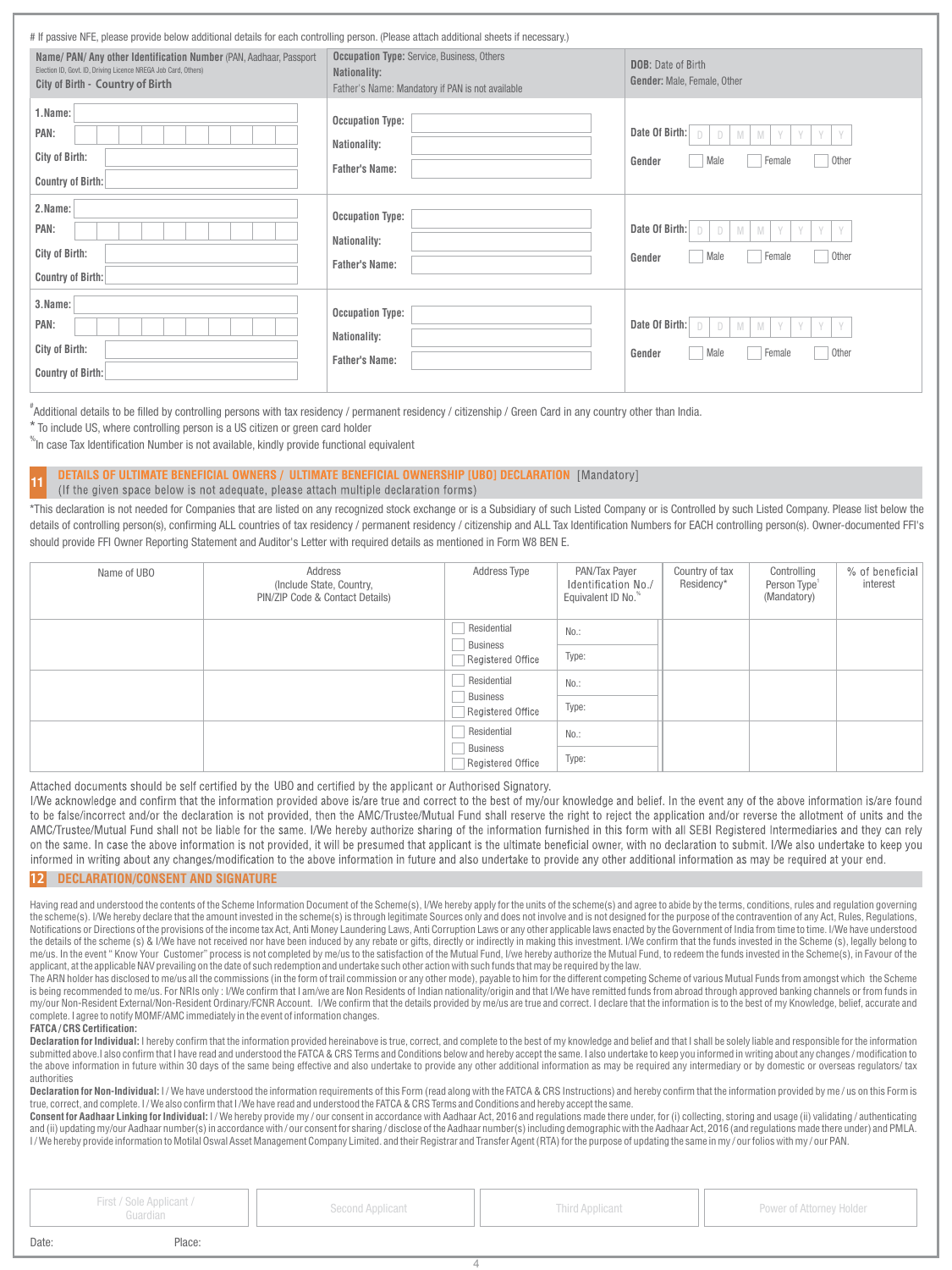# If passive NFE, please provide below additional details for each controlling person. (Please attach additional sheets if necessary.)

| Name/ PAN/ Any other Identification Number (PAN, Aadhaar, Passport Election ID, Govt. ID, Driving Licence NREGA Job Card, Others) City of Birth - Country of Birth | Occupation Type: Service, Business, Others Nationality: Father's Name: Mandatory if PAN is not available | DOB: Date of Birth Gender: Male, Female, Other |
|---|---|---|
| 1.Name: PAN: City of Birth: Country of Birth: | Occupation Type: Nationality: Father's Name: | Date Of Birth: D D M M Y Y Y Y Gender ☐ Male ☐ Female ☐ Other |
| 2.Name: PAN: City of Birth: Country of Birth: | Occupation Type: Nationality: Father's Name: | Date Of Birth: D D M M Y Y Y Y Gender ☐ Male ☐ Female ☐ Other |
| 3.Name: PAN: City of Birth: Country of Birth: | Occupation Type: Nationality: Father's Name: | Date Of Birth: D D M M Y Y Y Y Gender ☐ Male ☐ Female ☐ Other |

[#]Additional details to be filled by controlling persons with tax residency / permanent residency / citizenship / Green Card in any country other than India.

* To include US, where controlling person is a US citizen or green card holder

[%]In case Tax Identification Number is not available, kindly provide functional equivalent

## 11 DETAILS OF ULTIMATE BENEFICIAL OWNERS / ULTIMATE BENEFICIAL OWNERSHIP [UBO] DECLARATION [Mandatory]

(If the given space below is not adequate, please attach multiple declaration forms)

*This declaration is not needed for Companies that are listed on any recognized stock exchange or is a Subsidiary of such Listed Company or is Controlled by such Listed Company. Please list below the details of controlling person(s), confirming ALL countries of tax residency / permanent residency / citizenship and ALL Tax Identification Numbers for EACH controlling person(s). Owner-documented FFI's should provide FFI Owner Reporting Statement and Auditor's Letter with required details as mentioned in Form W8 BEN E.

| Name of UBO | Address (Include State, Country, PIN/ZIP Code & Contact Details) | Address Type | PAN/Tax Payer Identification No./ Equivalent ID No.[%] | Country of tax Residency* | Controlling Person Type[1] (Mandatory) | % of beneficial interest |
|---|---|---|---|---|---|---|
| | | ☐ Residential ☐ Business ☐ Registered Office | No.: Type: | | | |
| | | ☐ Residential ☐ Business ☐ Registered Office | No.: Type: | | | |
| | | ☐ Residential ☐ Business ☐ Registered Office | No.: Type: | | | |

Attached documents should be self certified by the UBO and certified by the applicant or Authorised Signatory.

I/We acknowledge and confirm that the information provided above is/are true and correct to the best of my/our knowledge and belief. In the event any of the above information is/are found to be false/incorrect and/or the declaration is not provided, then the AMC/Trustee/Mutual Fund shall reserve the right to reject the application and/or reverse the allotment of units and the AMC/Trustee/Mutual Fund shall not be liable for the same. I/We hereby authorize sharing of the information furnished in this form with all SEBI Registered Intermediaries and they can rely on the same. In case the above information is not provided, it will be presumed that applicant is the ultimate beneficial owner, with no declaration to submit. I/We also undertake to keep you informed in writing about any changes/modification to the above information in future and also undertake to provide any other additional information as may be required at your end.

## 12 DECLARATION/CONSENT AND SIGNATURE

Having read and understood the contents of the Scheme Information Document of the Scheme(s), I/We hereby apply for the units of the scheme(s) and agree to abide by the terms, conditions, rules and regulation governing the scheme(s). I/We hereby declare that the amount invested in the scheme(s) is through legitimate Sources only and does not involve and is not designed for the purpose of the contravention of any Act, Rules, Regulations, Notifications or Directions of the provisions of the income tax Act, Anti Money Laundering Laws, Anti Corruption Laws or any other applicable laws enacted by the Government of India from time to time. I/We have understood the details of the scheme (s) & I/We have not received nor have been induced by any rebate or gifts, directly or indirectly in making this investment. I/We confirm that the funds invested in the Scheme (s), legally belong to me/us. In the event " Know Your Customer" process is not completed by me/us to the satisfaction of the Mutual Fund, I/we hereby authorize the Mutual Fund, to redeem the funds invested in the Scheme(s), in Favour of the applicant, at the applicable NAV prevailing on the date of such redemption and undertake such other action with such funds that may be required by the law.

The ARN holder has disclosed to me/us all the commissions (in the form of trail commission or any other mode), payable to him for the different competing Scheme of various Mutual Funds from amongst which the Scheme is being recommended to me/us. For NRIs only : I/We confirm that I am/we are Non Residents of Indian nationality/origin and that I/We have remitted funds from abroad through approved banking channels or from funds in my/our Non-Resident External/Non-Resident Ordinary/FCNR Account. I/We confirm that the details provided by me/us are true and correct. I declare that the information is to the best of my Knowledge, belief, accurate and complete. I agree to notify MOMF/AMC immediately in the event of information changes.

**FATCA / CRS Certification:**

**Declaration for Individual:** I hereby confirm that the information provided hereinabove is true, correct, and complete to the best of my knowledge and belief and that I shall be solely liable and responsible for the information submitted above.I also confirm that I have read and understood the FATCA & CRS Terms and Conditions below and hereby accept the same. I also undertake to keep you informed in writing about any changes / modification to the above information in future within 30 days of the same being effective and also undertake to provide any other additional information as may be required by any intermediary or by domestic or overseas regulators/ tax authorities

**Declaration for Non-Individual:** I / We have understood the information requirements of this Form (read along with the FATCA & CRS Instructions) and hereby confirm that the information provided by me / us on this Form is true, correct, and complete. I / We also confirm that I /We have read and understood the FATCA & CRS Terms and Conditions and hereby accept the same.

**Consent for Aadhaar Linking for Individual:** I / We hereby provide my / our consent in accordance with Aadhaar Act, 2016 and regulations made there under, for (i) collecting, storing and usage (ii) validating / authenticating and (ii) updating my/our Aadhaar number(s) in accordance with / our consent for sharing / disclose of the Aadhaar number(s) including demographic with the Aadhaar Act, 2016 (and regulations made there under) and PMLA. I / We hereby provide information to Motilal Oswal Asset Management Company Limited. and their Registrar and Transfer Agent (RTA) for the purpose of updating the same in my / our folios with my / our PAN.

| First / Sole Applicant / Guardian | Second Applicant | Third Applicant | Power of Attorney Holder |
|---|---|---|---|
| | | | |

Date: Place: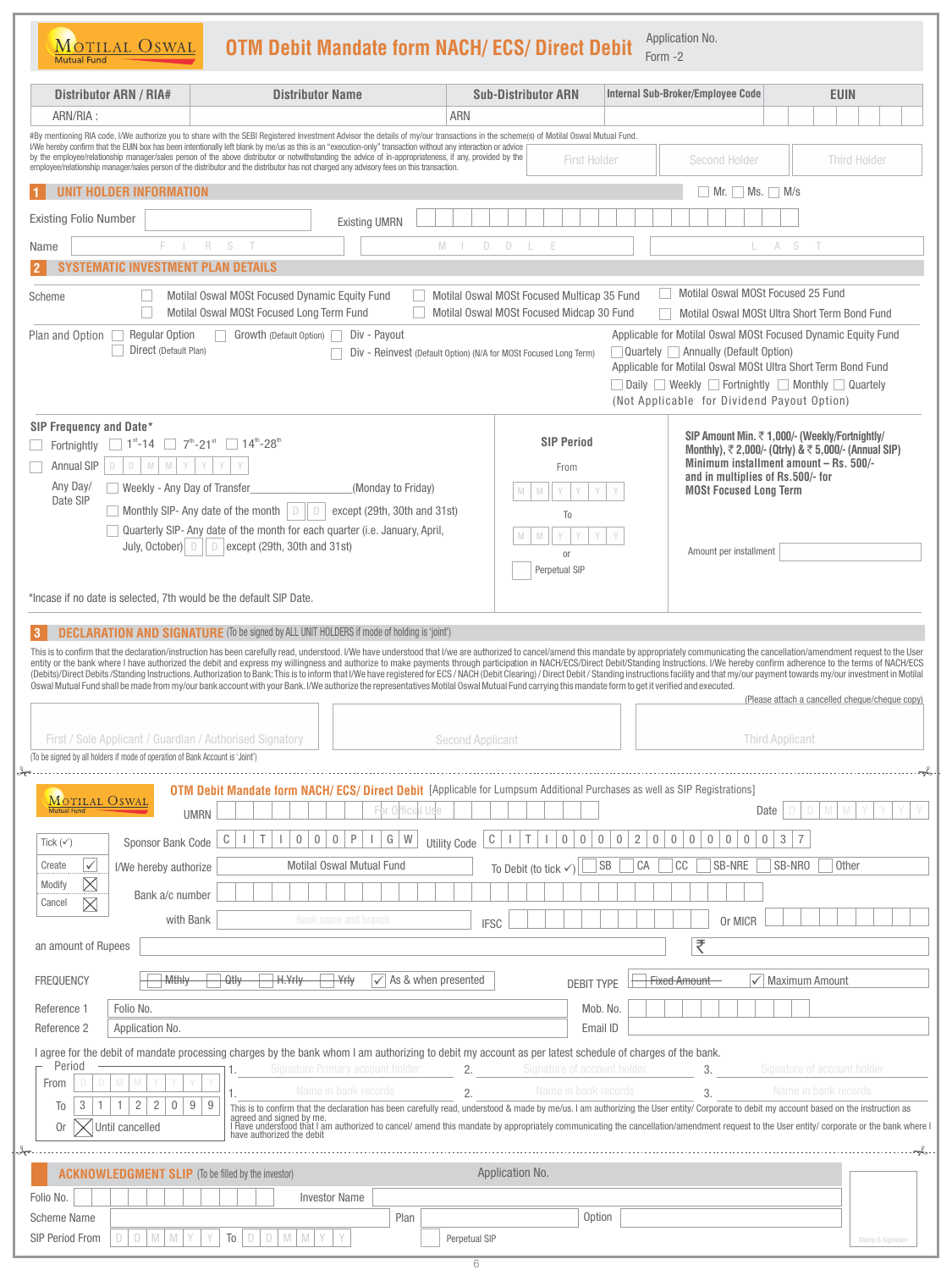**MOTILAL OSWAL** Mutual Fund

# OTM Debit Mandate form NACH/ ECS/ Direct Debit

Application No.
Form -2

| Distributor ARN / RIA# | Distributor Name | Sub-Distributor ARN | Internal Sub-Broker/Employee Code | EUIN |
|---|---|---|---|---|
| ARN/RIA : | | ARN | | |

#By mentioning RIA code, I/We authorize you to share with the SEBI Registered Investment Advisor the details of my/our transactions in the scheme(s) of Motilal Oswal Mutual Fund.
I/We hereby confirm that the EUIN box has been intentionally left blank by me/us as this is an "execution-only" transaction without any interaction or advice by the employee/relationship manager/sales person of the above distributor or notwithstanding the advice of in-appropriateness, if any, provided by the employee/relationship manager/sales person of the distributor and the distributor has not charged any advisory fees on this transaction.

First Holder | Second Holder | Third Holder

## 1 UNIT HOLDER INFORMATION

☐ Mr. ☐ Ms. ☐ M/s

Existing Folio Number ______ Existing UMRN ______

Name FIRST ______ MIDDLE ______ LAST ______

## 2 SYSTEMATIC INVESTMENT PLAN DETAILS

Scheme
- ☐ Motilal Oswal MOSt Focused Dynamic Equity Fund
- ☐ Motilal Oswal MOSt Focused Long Term Fund
- ☐ Motilal Oswal MOSt Focused Multicap 35 Fund
- ☐ Motilal Oswal MOSt Focused Midcap 30 Fund
- ☐ Motilal Oswal MOSt Focused 25 Fund
- ☐ Motilal Oswal MOSt Ultra Short Term Bond Fund

Plan and Option
- ☐ Regular Option ☐ Direct (Default Plan)
- ☐ Growth (Default Option) ☐ Div - Payout ☐ Div - Reinvest (Default Option) (N/A for MOSt Focused Long Term)

Applicable for Motilal Oswal MOSt Focused Dynamic Equity Fund
☐ Quartely ☐ Annually (Default Option)

Applicable for Motilal Oswal MOSt Ultra Short Term Bond Fund
☐ Daily ☐ Weekly ☐ Fortnightly ☐ Monthly ☐ Quartely
(Not Applicable for Dividend Payout Option)

**SIP Frequency and Date***
- ☐ Fortnightly ☐ 1[st]-14 ☐ 7[th]-21[st] ☐ 14[th]-28[th]
- ☐ Annual SIP D D M M Y Y Y Y
- Any Day/ Date SIP
  - ☐ Weekly - Any Day of Transfer__________(Monday to Friday)
  - ☐ Monthly SIP- Any date of the month D D except (29th, 30th and 31st)
  - ☐ Quarterly SIP- Any date of the month for each quarter (i.e. January, April, July, October) D D except (29th, 30th and 31st)

**SIP Period**
From M M Y Y Y Y
To M M Y Y Y Y
or ☐ Perpetual SIP

**SIP Amount Min. ₹ 1,000/- (Weekly/Fortnightly/ Monthly), ₹ 2,000/- (Qtrly) & ₹ 5,000/- (Annual SIP) Minimum installment amount – Rs. 500/- and in multiples of Rs.500/- for MOSt Focused Long Term**

Amount per installment ______

*Incase if no date is selected, 7th would be the default SIP Date.

## 3 DECLARATION AND SIGNATURE (To be signed by ALL UNIT HOLDERS if mode of holding is 'joint')

This is to confirm that the declaration/instruction has been carefully read, understood. I/We have understood that I/we are authorized to cancel/amend this mandate by appropriately communicating the cancellation/amendment request to the User entity or the bank where I have authorized the debit and express my willingness and authorize to make payments through participation in NACH/ECS/Direct Debit/Standing Instructions. I/We hereby confirm adherence to the terms of NACH/ECS (Debits)/Direct Debits /Standing Instructions. Authorization to Bank: This is to inform that I/We have registered for ECS / NACH (Debit Clearing) / Direct Debit / Standing instructions facility and that my/our payment towards my/our investment in Motilal Oswal Mutual Fund shall be made from my/our bank account with your Bank. I/We authorize the representatives Motilal Oswal Mutual Fund carrying this mandate form to get it verified and executed.

(Please attach a cancelled cheque/cheque copy)

First / Sole Applicant / Guardian / Authorised Signatory | Second Applicant | Third Applicant

(To be signed by all holders if mode of operation of Bank Account is 'Joint')

---

**MOTILAL OSWAL** Mutual Fund

**OTM Debit Mandate form NACH/ ECS/ Direct Debit** [Applicable for Lumpsum Additional Purchases as well as SIP Registrations]

UMRN For Official Use    Date D D M M Y Y Y Y

| Tick (✓) | |
|---|---|
| Create | ✓ |
| Modify | ☒ |
| Cancel | ☒ |

Sponsor Bank Code C I T I 0 0 0 P I G W    Utility Code C I T I 0 0 0 0 2 0 0 0 0 0 0 0 3 7

I/We hereby authorize Motilal Oswal Mutual Fund    To Debit (to tick ✓) ☐ SB ☐ CA ☐ CC ☐ SB-NRE ☐ SB-NRO ☐ Other

Bank a/c number ______

with Bank Bank name and branch    IFSC ______ Or MICR ______

an amount of Rupees ______ ₹ ______

FREQUENCY ~~Mthly~~ ~~Qtly~~ ~~H.Yrly~~ ~~Yrly~~ ✓ As & when presented    DEBIT TYPE ~~Fixed Amount~~ ✓ Maximum Amount

Reference 1 Folio No.    Mob. No. ______
Reference 2 Application No.    Email ID ______

I agree for the debit of mandate processing charges by the bank whom I am authorizing to debit my account as per latest schedule of charges of the bank.

Period
From D D M M Y Y Y Y
To 3 1 1 2 2 0 9 9
Or ☒ Until cancelled

1. Signature Primary account holder 2. Signature of account holder 3. Signature of account holder
1. Name in bank records 2. Name in bank records 3. Name in bank records

This is to confirm that the declaration has been carefully read, understood & made by me/us. I am authorizing the User entity/ Corporate to debit my account based on the instruction as agreed and signed by me.
I have understood that I am authorized to cancel/ amend this mandate by appropriately communicating the cancellation/amendment request to the User entity/ corporate or the bank where I have authorized the debit

---

## ACKNOWLEDGMENT SLIP (To be filled by the investor)

Application No.

Folio No. ______ Investor Name ______

Scheme Name ______ Plan ______ Option ______

SIP Period From D D M M Y Y To D D M M Y Y ☐ Perpetual SIP

Stamp & Signature